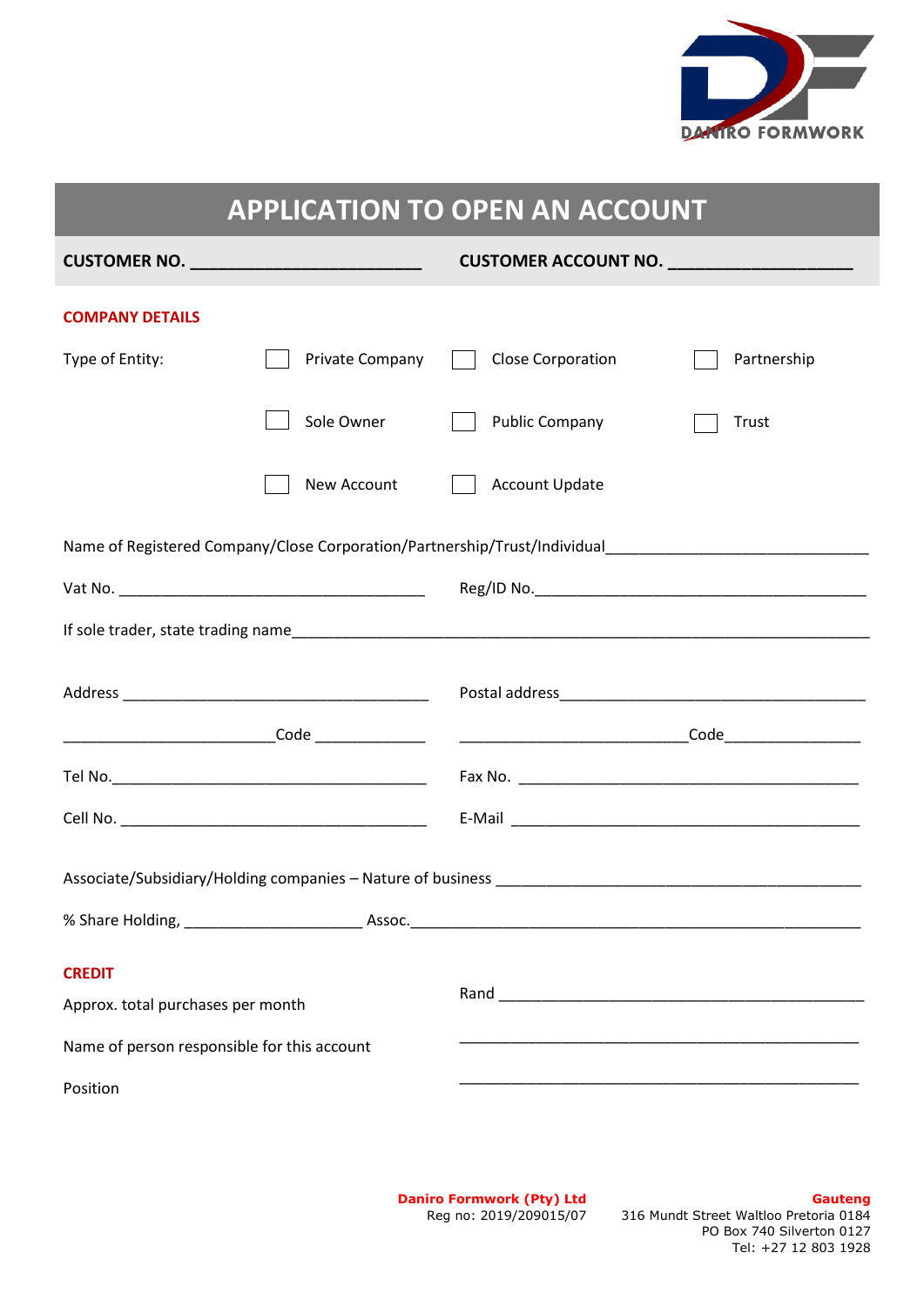DANIRO FORMWORK

# APPLICATION TO OPEN AN ACCOUNT

**CUSTOMER NO.** ________________________ **CUSTOMER ACCOUNT NO.** ____________________

## COMPANY DETAILS

Type of Entity:

- ☐ Private Company
- ☐ Close Corporation
- ☐ Partnership
- ☐ Sole Owner
- ☐ Public Company
- ☐ Trust
- ☐ New Account
- ☐ Account Update

Name of Registered Company/Close Corporation/Partnership/Trust/Individual______________________________

Vat No. ____________________________________ Reg/ID No.________________________________________

If sole trader, state trading name_______________________________________________________________________

Address ____________________________________ Postal address____________________________________

________________________Code _____________ ___________________________Code________________

Tel No.______________________________________ Fax No. _________________________________________

Cell No. _____________________________________ E-Mail __________________________________________

Associate/Subsidiary/Holding companies – Nature of business ____________________________________________

% Share Holding, ____________________ Assoc.__________________________________________________

## CREDIT

Approx. total purchases per month Rand _____________________________________________

Name of person responsible for this account _______________________________________________

Position _______________________________________________

**Daniro Formwork (Pty) Ltd**
Reg no: 2019/209015/07

**Gauteng**
316 Mundt Street Waltloo Pretoria 0184
PO Box 740 Silverton 0127
Tel: +27 12 803 1928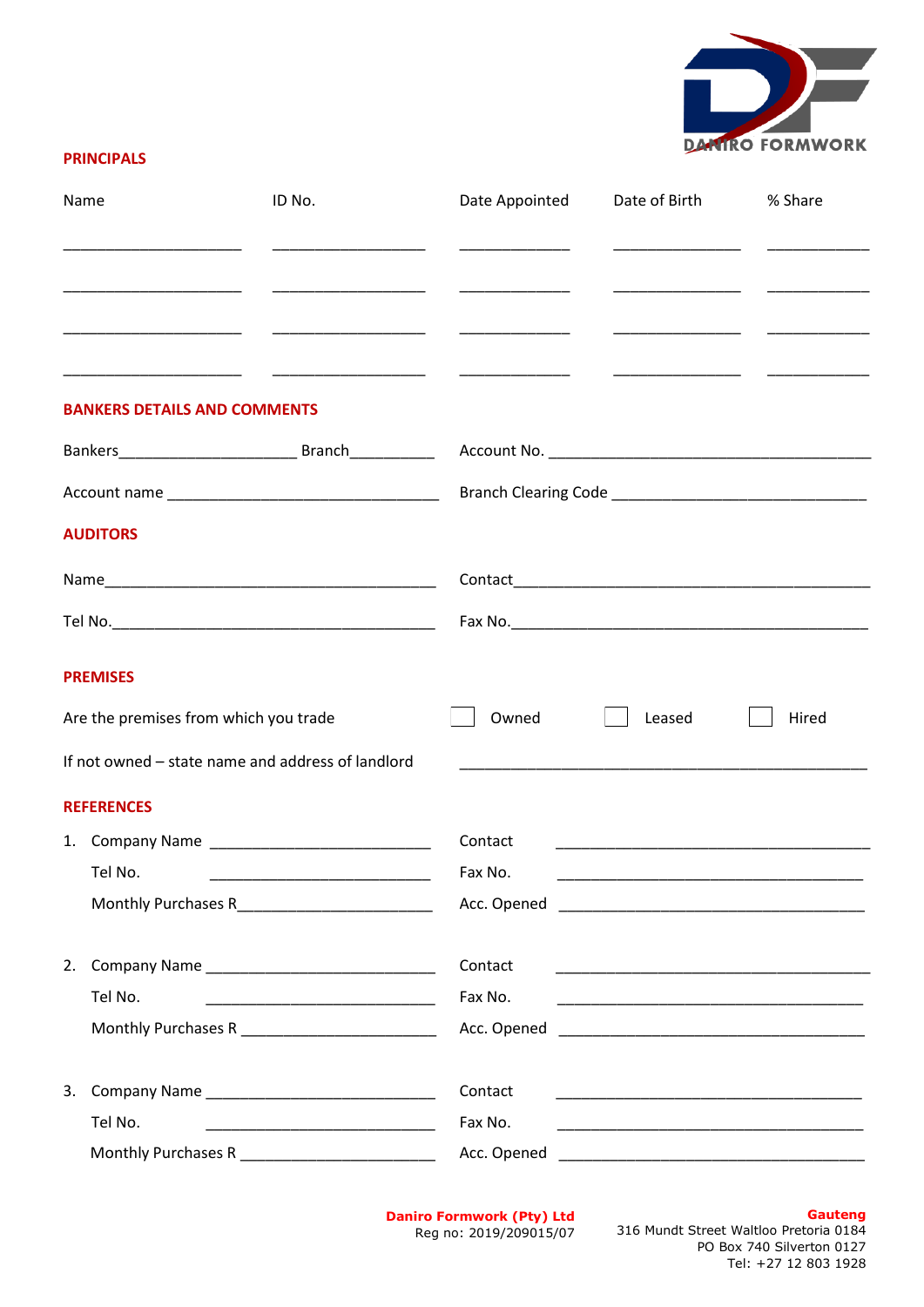## PRINCIPALS

| Name | ID No. | Date Appointed | Date of Birth | % Share |
| --- | --- | --- | --- | --- |
| ____________________ | __________________ | ____________ | ______________ | ___________ |
| ____________________ | __________________ | ____________ | ______________ | ___________ |
| ____________________ | __________________ | ____________ | ______________ | ___________ |
| ____________________ | __________________ | ____________ | ______________ | ___________ |

## BANKERS DETAILS AND COMMENTS

Bankers____________________ Branch__________ Account No. ______________________________________

Account name ______________________________ Branch Clearing Code ____________________________

## AUDITORS

Name________________________________________ Contact__________________________________________

Tel No.______________________________________ Fax No.__________________________________________

## PREMISES

Are the premises from which you trade ☐ Owned ☐ Leased ☐ Hired

If not owned – state name and address of landlord ________________________________________________

## REFERENCES

1. Company Name __________________________ Contact ____________________________________
   Tel No. __________________________ Fax No. ____________________________________
   Monthly Purchases R______________________ Acc. Opened ____________________________________

2. Company Name __________________________ Contact ____________________________________
   Tel No. __________________________ Fax No. ____________________________________
   Monthly Purchases R ______________________ Acc. Opened ____________________________________

3. Company Name __________________________ Contact ____________________________________
   Tel No. __________________________ Fax No. ____________________________________
   Monthly Purchases R ______________________ Acc. Opened ____________________________________

**Daniro Formwork (Pty) Ltd**
Reg no: 2019/209015/07

**Gauteng**
316 Mundt Street Waltloo Pretoria 0184
PO Box 740 Silverton 0127
Tel: +27 12 803 1928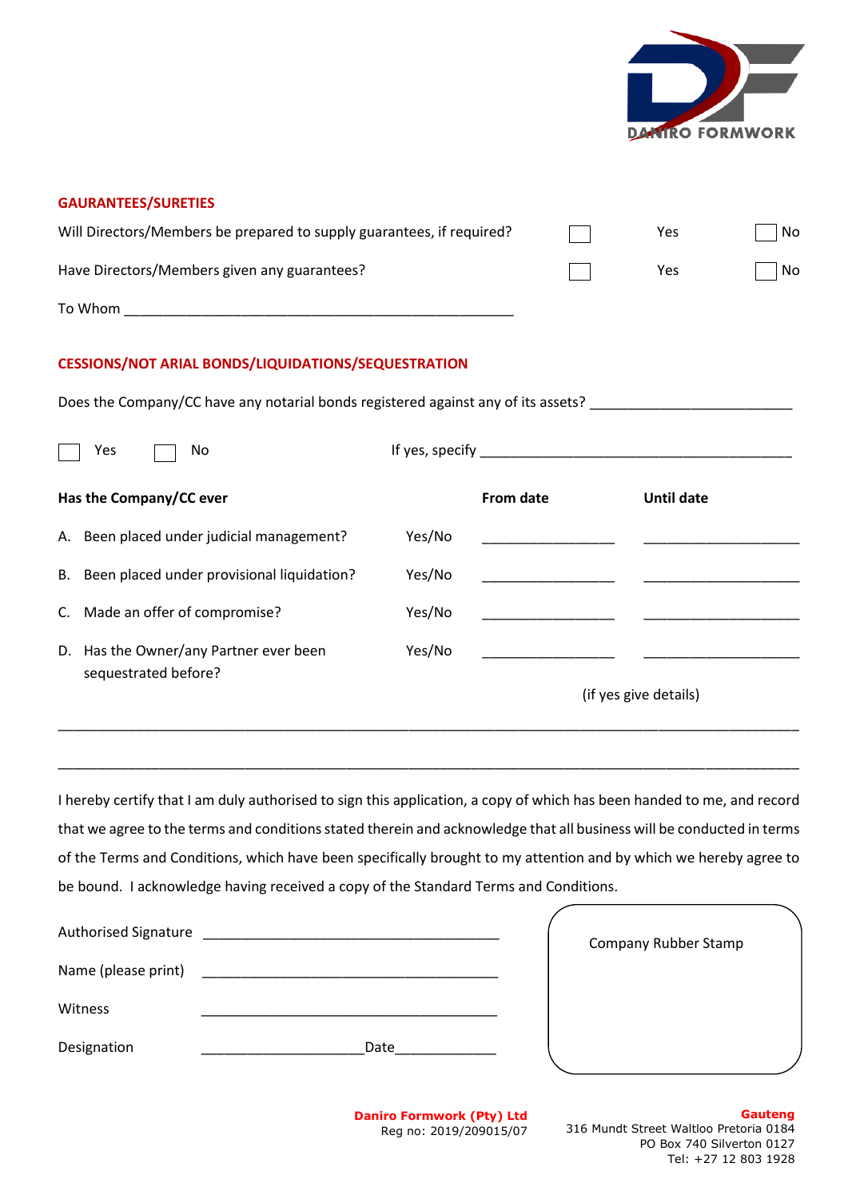DANIRO FORMWORK

## GAURANTEES/SURETIES

Will Directors/Members be prepared to supply guarantees, if required? ☐ Yes ☐ No

Have Directors/Members given any guarantees? ☐ Yes ☐ No

To Whom ____________________________________________________

## CESSIONS/NOT ARIAL BONDS/LIQUIDATIONS/SEQUESTRATION

Does the Company/CC have any notarial bonds registered against any of its assets? ___________________________

☐ Yes ☐ No If yes, specify ___________________________________________

| Has the Company/CC ever | | From date | Until date |
|---|---|---|---|
| A. Been placed under judicial management? | Yes/No | ________________ | ____________________ |
| B. Been placed under provisional liquidation? | Yes/No | ________________ | ____________________ |
| C. Made an offer of compromise? | Yes/No | ________________ | ____________________ |
| D. Has the Owner/any Partner ever been sequestrated before? | Yes/No | ________________ | ____________________ |

(if yes give details)

_____________________________________________________________________________________________

_____________________________________________________________________________________________

I hereby certify that I am duly authorised to sign this application, a copy of which has been handed to me, and record that we agree to the terms and conditions stated therein and acknowledge that all business will be conducted in terms of the Terms and Conditions, which have been specifically brought to my attention and by which we hereby agree to be bound. I acknowledge having received a copy of the Standard Terms and Conditions.

Authorised Signature ______________________________________

Name (please print) ______________________________________

Witness ______________________________________

Designation ______________________ Date_____________

Company Rubber Stamp

**Daniro Formwork (Pty) Ltd**
Reg no: 2019/209015/07

**Gauteng**
316 Mundt Street Waltloo Pretoria 0184
PO Box 740 Silverton 0127
Tel: +27 12 803 1928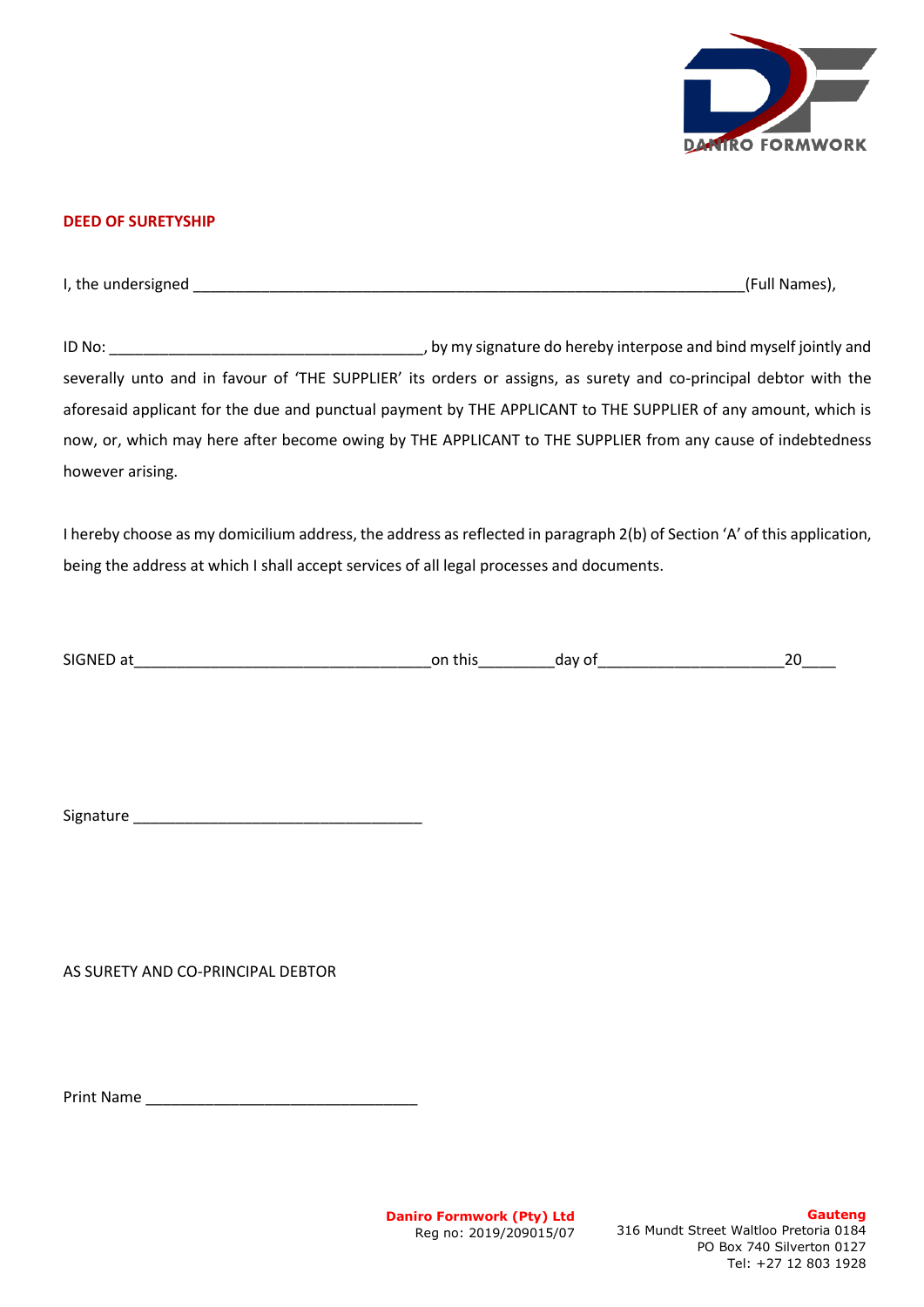## DEED OF SURETYSHIP

I, the undersigned ____________________________________________________________________(Full Names),

ID No: _______________________________________, by my signature do hereby interpose and bind myself jointly and severally unto and in favour of 'THE SUPPLIER' its orders or assigns, as surety and co-principal debtor with the aforesaid applicant for the due and punctual payment by THE APPLICANT to THE SUPPLIER of any amount, which is now, or, which may here after become owing by THE APPLICANT to THE SUPPLIER from any cause of indebtedness however arising.

I hereby choose as my domicilium address, the address as reflected in paragraph 2(b) of Section 'A' of this application, being the address at which I shall accept services of all legal processes and documents.

SIGNED at_____________________________________on this_________day of_______________________20____

Signature ____________________________________

AS SURETY AND CO-PRINCIPAL DEBTOR

Print Name __________________________________

**Daniro Formwork (Pty) Ltd**
Reg no: 2019/209015/07

**Gauteng**
316 Mundt Street Waltloo Pretoria 0184
PO Box 740 Silverton 0127
Tel: +27 12 803 1928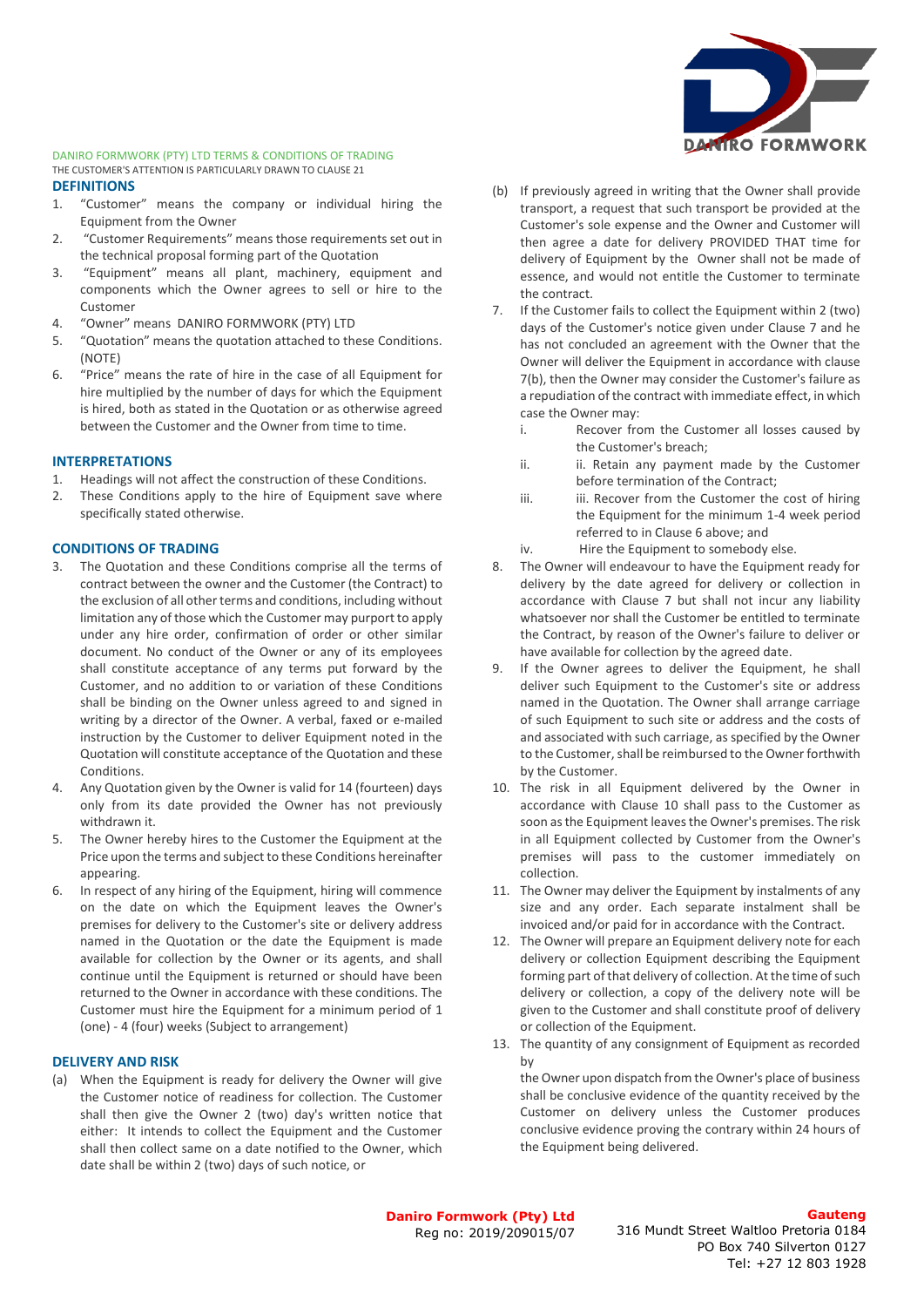DANIRO FORMWORK (PTY) LTD TERMS & CONDITIONS OF TRADING

THE CUSTOMER'S ATTENTION IS PARTICULARLY DRAWN TO CLAUSE 21

## DEFINITIONS

1. "Customer" means the company or individual hiring the Equipment from the Owner
2. "Customer Requirements" means those requirements set out in the technical proposal forming part of the Quotation
3. "Equipment" means all plant, machinery, equipment and components which the Owner agrees to sell or hire to the Customer
4. "Owner" means DANIRO FORMWORK (PTY) LTD
5. "Quotation" means the quotation attached to these Conditions. (NOTE)
6. "Price" means the rate of hire in the case of all Equipment for hire multiplied by the number of days for which the Equipment is hired, both as stated in the Quotation or as otherwise agreed between the Customer and the Owner from time to time.

## INTERPRETATIONS

1. Headings will not affect the construction of these Conditions.
2. These Conditions apply to the hire of Equipment save where specifically stated otherwise.

## CONDITIONS OF TRADING

3. The Quotation and these Conditions comprise all the terms of contract between the owner and the Customer (the Contract) to the exclusion of all other terms and conditions, including without limitation any of those which the Customer may purport to apply under any hire order, confirmation of order or other similar document. No conduct of the Owner or any of its employees shall constitute acceptance of any terms put forward by the Customer, and no addition to or variation of these Conditions shall be binding on the Owner unless agreed to and signed in writing by a director of the Owner. A verbal, faxed or e-mailed instruction by the Customer to deliver Equipment noted in the Quotation will constitute acceptance of the Quotation and these Conditions.
4. Any Quotation given by the Owner is valid for 14 (fourteen) days only from its date provided the Owner has not previously withdrawn it.
5. The Owner hereby hires to the Customer the Equipment at the Price upon the terms and subject to these Conditions hereinafter appearing.
6. In respect of any hiring of the Equipment, hiring will commence on the date on which the Equipment leaves the Owner's premises for delivery to the Customer's site or delivery address named in the Quotation or the date the Equipment is made available for collection by the Owner or its agents, and shall continue until the Equipment is returned or should have been returned to the Owner in accordance with these conditions. The Customer must hire the Equipment for a minimum period of 1 (one) - 4 (four) weeks (Subject to arrangement)

## DELIVERY AND RISK

(a) When the Equipment is ready for delivery the Owner will give the Customer notice of readiness for collection. The Customer shall then give the Owner 2 (two) day's written notice that either: It intends to collect the Equipment and the Customer shall then collect same on a date notified to the Owner, which date shall be within 2 (two) days of such notice, or

(b) If previously agreed in writing that the Owner shall provide transport, a request that such transport be provided at the Customer's sole expense and the Owner and Customer will then agree a date for delivery PROVIDED THAT time for delivery of Equipment by the Owner shall not be made of essence, and would not entitle the Customer to terminate the contract.

7. If the Customer fails to collect the Equipment within 2 (two) days of the Customer's notice given under Clause 7 and he has not concluded an agreement with the Owner that the Owner will deliver the Equipment in accordance with clause 7(b), then the Owner may consider the Customer's failure as a repudiation of the contract with immediate effect, in which case the Owner may:
   - i. Recover from the Customer all losses caused by the Customer's breach;
   - ii. ii. Retain any payment made by the Customer before termination of the Contract;
   - iii. iii. Recover from the Customer the cost of hiring the Equipment for the minimum 1-4 week period referred to in Clause 6 above; and
   - iv. Hire the Equipment to somebody else.
8. The Owner will endeavour to have the Equipment ready for delivery by the date agreed for delivery or collection in accordance with Clause 7 but shall not incur any liability whatsoever nor shall the Customer be entitled to terminate the Contract, by reason of the Owner's failure to deliver or have available for collection by the agreed date.
9. If the Owner agrees to deliver the Equipment, he shall deliver such Equipment to the Customer's site or address named in the Quotation. The Owner shall arrange carriage of such Equipment to such site or address and the costs of and associated with such carriage, as specified by the Owner to the Customer, shall be reimbursed to the Owner forthwith by the Customer.
10. The risk in all Equipment delivered by the Owner in accordance with Clause 10 shall pass to the Customer as soon as the Equipment leaves the Owner's premises. The risk in all Equipment collected by Customer from the Owner's premises will pass to the customer immediately on collection.
11. The Owner may deliver the Equipment by instalments of any size and any order. Each separate instalment shall be invoiced and/or paid for in accordance with the Contract.
12. The Owner will prepare an Equipment delivery note for each delivery or collection Equipment describing the Equipment forming part of that delivery of collection. At the time of such delivery or collection, a copy of the delivery note will be given to the Customer and shall constitute proof of delivery or collection of the Equipment.
13. The quantity of any consignment of Equipment as recorded by the Owner upon dispatch from the Owner's place of business shall be conclusive evidence of the quantity received by the Customer on delivery unless the Customer produces conclusive evidence proving the contrary within 24 hours of the Equipment being delivered.

**Daniro Formwork (Pty) Ltd**
Reg no: 2019/209015/07

**Gauteng**
316 Mundt Street Waltloo Pretoria 0184
PO Box 740 Silverton 0127
Tel: +27 12 803 1928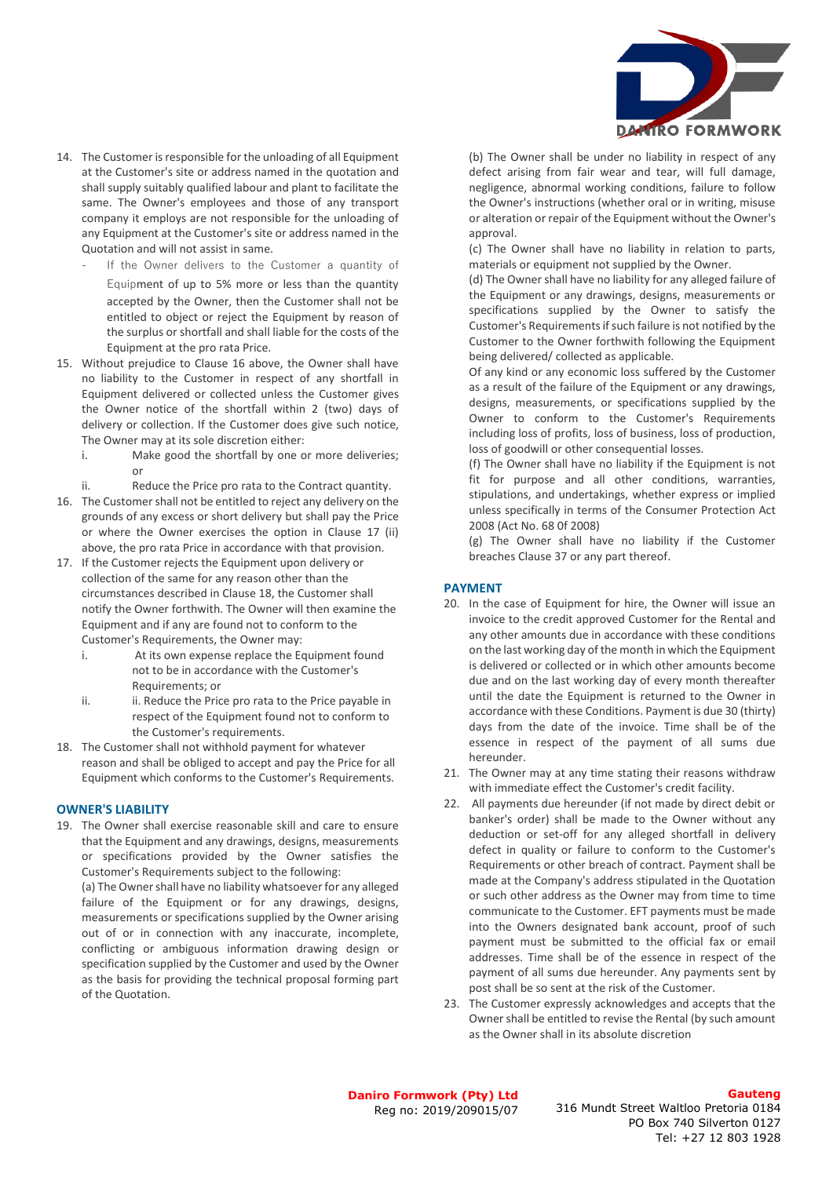14. The Customer is responsible for the unloading of all Equipment at the Customer's site or address named in the quotation and shall supply suitably qualified labour and plant to facilitate the same. The Owner's employees and those of any transport company it employs are not responsible for the unloading of any Equipment at the Customer's site or address named in the Quotation and will not assist in same.
    - If the Owner delivers to the Customer a quantity of Equipment of up to 5% more or less than the quantity accepted by the Owner, then the Customer shall not be entitled to object or reject the Equipment by reason of the surplus or shortfall and shall liable for the costs of the Equipment at the pro rata Price.
15. Without prejudice to Clause 16 above, the Owner shall have no liability to the Customer in respect of any shortfall in Equipment delivered or collected unless the Customer gives the Owner notice of the shortfall within 2 (two) days of delivery or collection. If the Customer does give such notice, The Owner may at its sole discretion either:
    i. Make good the shortfall by one or more deliveries; or
    ii. Reduce the Price pro rata to the Contract quantity.
16. The Customer shall not be entitled to reject any delivery on the grounds of any excess or short delivery but shall pay the Price or where the Owner exercises the option in Clause 17 (ii) above, the pro rata Price in accordance with that provision.
17. If the Customer rejects the Equipment upon delivery or collection of the same for any reason other than the circumstances described in Clause 18, the Customer shall notify the Owner forthwith. The Owner will then examine the Equipment and if any are found not to conform to the Customer's Requirements, the Owner may:
    i. At its own expense replace the Equipment found not to be in accordance with the Customer's Requirements; or
    ii. ii. Reduce the Price pro rata to the Price payable in respect of the Equipment found not to conform to the Customer's requirements.
18. The Customer shall not withhold payment for whatever reason and shall be obliged to accept and pay the Price for all Equipment which conforms to the Customer's Requirements.

## OWNER'S LIABILITY

19. The Owner shall exercise reasonable skill and care to ensure that the Equipment and any drawings, designs, measurements or specifications provided by the Owner satisfies the Customer's Requirements subject to the following:
    (a) The Owner shall have no liability whatsoever for any alleged failure of the Equipment or for any drawings, designs, measurements or specifications supplied by the Owner arising out of or in connection with any inaccurate, incomplete, conflicting or ambiguous information drawing design or specification supplied by the Customer and used by the Owner as the basis for providing the technical proposal forming part of the Quotation.
    (b) The Owner shall be under no liability in respect of any defect arising from fair wear and tear, will full damage, negligence, abnormal working conditions, failure to follow the Owner's instructions (whether oral or in writing, misuse or alteration or repair of the Equipment without the Owner's approval.
    (c) The Owner shall have no liability in relation to parts, materials or equipment not supplied by the Owner.
    (d) The Owner shall have no liability for any alleged failure of the Equipment or any drawings, designs, measurements or specifications supplied by the Owner to satisfy the Customer's Requirements if such failure is not notified by the Customer to the Owner forthwith following the Equipment being delivered/ collected as applicable.
    Of any kind or any economic loss suffered by the Customer as a result of the failure of the Equipment or any drawings, designs, measurements, or specifications supplied by the Owner to conform to the Customer's Requirements including loss of profits, loss of business, loss of production, loss of goodwill or other consequential losses.
    (f) The Owner shall have no liability if the Equipment is not fit for purpose and all other conditions, warranties, stipulations, and undertakings, whether express or implied unless specifically in terms of the Consumer Protection Act 2008 (Act No. 68 0f 2008)
    (g) The Owner shall have no liability if the Customer breaches Clause 37 or any part thereof.

## PAYMENT

20. In the case of Equipment for hire, the Owner will issue an invoice to the credit approved Customer for the Rental and any other amounts due in accordance with these conditions on the last working day of the month in which the Equipment is delivered or collected or in which other amounts become due and on the last working day of every month thereafter until the date the Equipment is returned to the Owner in accordance with these Conditions. Payment is due 30 (thirty) days from the date of the invoice. Time shall be of the essence in respect of the payment of all sums due hereunder.
21. The Owner may at any time stating their reasons withdraw with immediate effect the Customer's credit facility.
22. All payments due hereunder (if not made by direct debit or banker's order) shall be made to the Owner without any deduction or set-off for any alleged shortfall in delivery defect in quality or failure to conform to the Customer's Requirements or other breach of contract. Payment shall be made at the Company's address stipulated in the Quotation or such other address as the Owner may from time to time communicate to the Customer. EFT payments must be made into the Owners designated bank account, proof of such payment must be submitted to the official fax or email addresses. Time shall be of the essence in respect of the payment of all sums due hereunder. Any payments sent by post shall be so sent at the risk of the Customer.
23. The Customer expressly acknowledges and accepts that the Owner shall be entitled to revise the Rental (by such amount as the Owner shall in its absolute discretion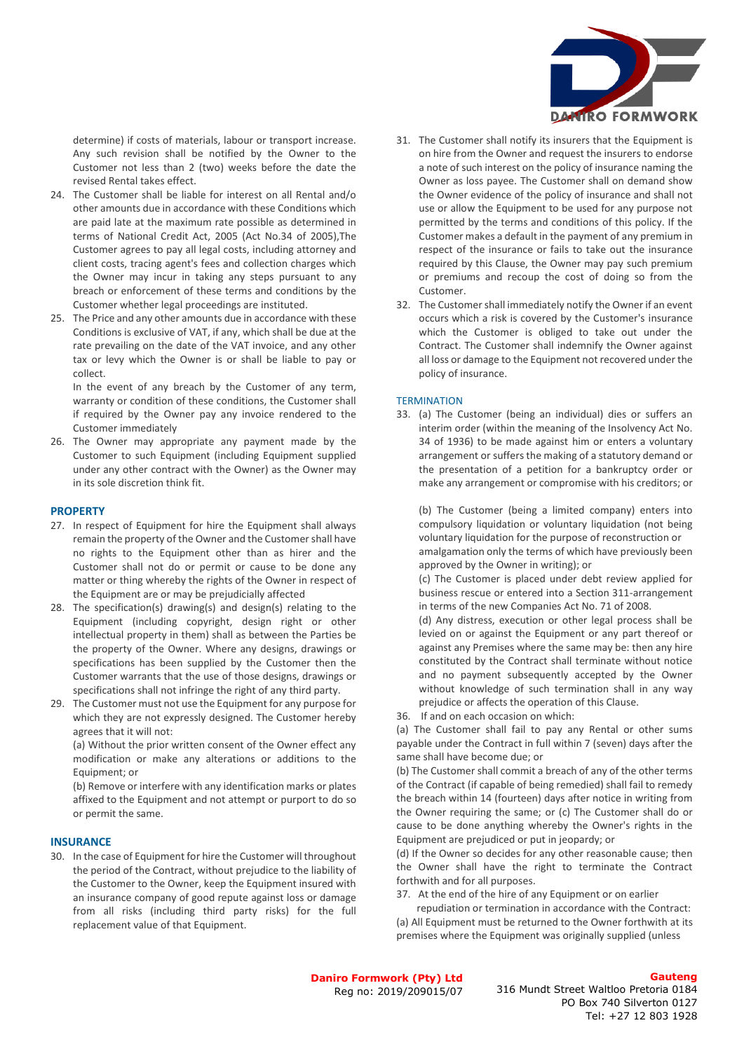determine) if costs of materials, labour or transport increase. Any such revision shall be notified by the Owner to the Customer not less than 2 (two) weeks before the date the revised Rental takes effect.

24. The Customer shall be liable for interest on all Rental and/o other amounts due in accordance with these Conditions which are paid late at the maximum rate possible as determined in terms of National Credit Act, 2005 (Act No.34 of 2005),The Customer agrees to pay all legal costs, including attorney and client costs, tracing agent's fees and collection charges which the Owner may incur in taking any steps pursuant to any breach or enforcement of these terms and conditions by the Customer whether legal proceedings are instituted.
25. The Price and any other amounts due in accordance with these Conditions is exclusive of VAT, if any, which shall be due at the rate prevailing on the date of the VAT invoice, and any other tax or levy which the Owner is or shall be liable to pay or collect.

    In the event of any breach by the Customer of any term, warranty or condition of these conditions, the Customer shall if required by the Owner pay any invoice rendered to the Customer immediately
26. The Owner may appropriate any payment made by the Customer to such Equipment (including Equipment supplied under any other contract with the Owner) as the Owner may in its sole discretion think fit.

## PROPERTY

27. In respect of Equipment for hire the Equipment shall always remain the property of the Owner and the Customer shall have no rights to the Equipment other than as hirer and the Customer shall not do or permit or cause to be done any matter or thing whereby the rights of the Owner in respect of the Equipment are or may be prejudicially affected
28. The specification(s) drawing(s) and design(s) relating to the Equipment (including copyright, design right or other intellectual property in them) shall as between the Parties be the property of the Owner. Where any designs, drawings or specifications has been supplied by the Customer then the Customer warrants that the use of those designs, drawings or specifications shall not infringe the right of any third party.
29. The Customer must not use the Equipment for any purpose for which they are not expressly designed. The Customer hereby agrees that it will not:

    (a) Without the prior written consent of the Owner effect any modification or make any alterations or additions to the Equipment; or

    (b) Remove or interfere with any identification marks or plates affixed to the Equipment and not attempt or purport to do so or permit the same.

## INSURANCE

30. In the case of Equipment for hire the Customer will throughout the period of the Contract, without prejudice to the liability of the Customer to the Owner, keep the Equipment insured with an insurance company of good repute against loss or damage from all risks (including third party risks) for the full replacement value of that Equipment.
31. The Customer shall notify its insurers that the Equipment is on hire from the Owner and request the insurers to endorse a note of such interest on the policy of insurance naming the Owner as loss payee. The Customer shall on demand show the Owner evidence of the policy of insurance and shall not use or allow the Equipment to be used for any purpose not permitted by the terms and conditions of this policy. If the Customer makes a default in the payment of any premium in respect of the insurance or fails to take out the insurance required by this Clause, the Owner may pay such premium or premiums and recoup the cost of doing so from the Customer.
32. The Customer shall immediately notify the Owner if an event occurs which a risk is covered by the Customer's insurance which the Customer is obliged to take out under the Contract. The Customer shall indemnify the Owner against all loss or damage to the Equipment not recovered under the policy of insurance.

## TERMINATION

33. (a) The Customer (being an individual) dies or suffers an interim order (within the meaning of the Insolvency Act No. 34 of 1936) to be made against him or enters a voluntary arrangement or suffers the making of a statutory demand or the presentation of a petition for a bankruptcy order or make any arrangement or compromise with his creditors; or

    (b) The Customer (being a limited company) enters into compulsory liquidation or voluntary liquidation (not being voluntary liquidation for the purpose of reconstruction or amalgamation only the terms of which have previously been approved by the Owner in writing); or

    (c) The Customer is placed under debt review applied for business rescue or entered into a Section 311-arrangement in terms of the new Companies Act No. 71 of 2008.

    (d) Any distress, execution or other legal process shall be levied on or against the Equipment or any part thereof or against any Premises where the same may be: then any hire constituted by the Contract shall terminate without notice and no payment subsequently accepted by the Owner without knowledge of such termination shall in any way prejudice or affects the operation of this Clause.

36. If and on each occasion on which:

(a) The Customer shall fail to pay any Rental or other sums payable under the Contract in full within 7 (seven) days after the same shall have become due; or

(b) The Customer shall commit a breach of any of the other terms of the Contract (if capable of being remedied) shall fail to remedy the breach within 14 (fourteen) days after notice in writing from the Owner requiring the same; or (c) The Customer shall do or cause to be done anything whereby the Owner's rights in the Equipment are prejudiced or put in jeopardy; or

(d) If the Owner so decides for any other reasonable cause; then the Owner shall have the right to terminate the Contract forthwith and for all purposes.

37. At the end of the hire of any Equipment or on earlier repudiation or termination in accordance with the Contract:

(a) All Equipment must be returned to the Owner forthwith at its premises where the Equipment was originally supplied (unless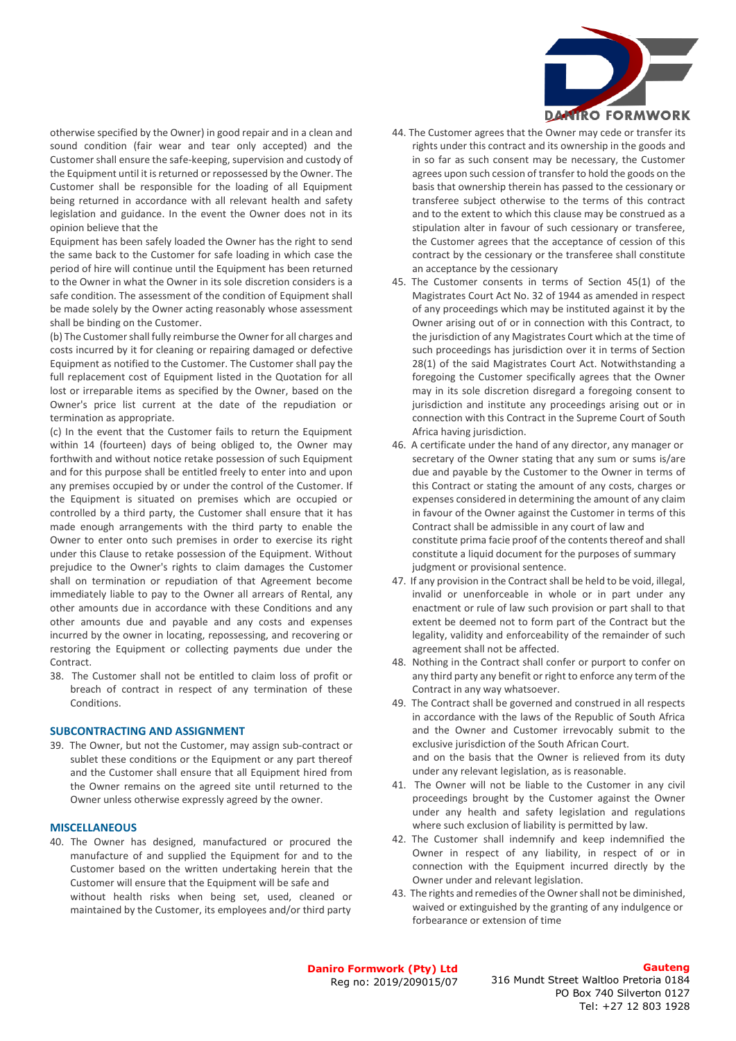otherwise specified by the Owner) in good repair and in a clean and sound condition (fair wear and tear only accepted) and the Customer shall ensure the safe-keeping, supervision and custody of the Equipment until it is returned or repossessed by the Owner. The Customer shall be responsible for the loading of all Equipment being returned in accordance with all relevant health and safety legislation and guidance. In the event the Owner does not in its opinion believe that the

Equipment has been safely loaded the Owner has the right to send the same back to the Customer for safe loading in which case the period of hire will continue until the Equipment has been returned to the Owner in what the Owner in its sole discretion considers is a safe condition. The assessment of the condition of Equipment shall be made solely by the Owner acting reasonably whose assessment shall be binding on the Customer.

(b) The Customer shall fully reimburse the Owner for all charges and costs incurred by it for cleaning or repairing damaged or defective Equipment as notified to the Customer. The Customer shall pay the full replacement cost of Equipment listed in the Quotation for all lost or irreparable items as specified by the Owner, based on the Owner's price list current at the date of the repudiation or termination as appropriate.

(c) In the event that the Customer fails to return the Equipment within 14 (fourteen) days of being obliged to, the Owner may forthwith and without notice retake possession of such Equipment and for this purpose shall be entitled freely to enter into and upon any premises occupied by or under the control of the Customer. If the Equipment is situated on premises which are occupied or controlled by a third party, the Customer shall ensure that it has made enough arrangements with the third party to enable the Owner to enter onto such premises in order to exercise its right under this Clause to retake possession of the Equipment. Without prejudice to the Owner's rights to claim damages the Customer shall on termination or repudiation of that Agreement become immediately liable to pay to the Owner all arrears of Rental, any other amounts due in accordance with these Conditions and any other amounts due and payable and any costs and expenses incurred by the owner in locating, repossessing, and recovering or restoring the Equipment or collecting payments due under the Contract.

38. The Customer shall not be entitled to claim loss of profit or breach of contract in respect of any termination of these Conditions.

## SUBCONTRACTING AND ASSIGNMENT

39. The Owner, but not the Customer, may assign sub-contract or sublet these conditions or the Equipment or any part thereof and the Customer shall ensure that all Equipment hired from the Owner remains on the agreed site until returned to the Owner unless otherwise expressly agreed by the owner.

## MISCELLANEOUS

40. The Owner has designed, manufactured or procured the manufacture of and supplied the Equipment for and to the Customer based on the written undertaking herein that the Customer will ensure that the Equipment will be safe and without health risks when being set, used, cleaned or maintained by the Customer, its employees and/or third party and on the basis that the Owner is relieved from its duty under any relevant legislation, as is reasonable.

41. The Owner will not be liable to the Customer in any civil proceedings brought by the Customer against the Owner under any health and safety legislation and regulations where such exclusion of liability is permitted by law.

42. The Customer shall indemnify and keep indemnified the Owner in respect of any liability, in respect of or in connection with the Equipment incurred directly by the Owner under and relevant legislation.

43. The rights and remedies of the Owner shall not be diminished, waived or extinguished by the granting of any indulgence or forbearance or extension of time

44. The Customer agrees that the Owner may cede or transfer its rights under this contract and its ownership in the goods and in so far as such consent may be necessary, the Customer agrees upon such cession of transfer to hold the goods on the basis that ownership therein has passed to the cessionary or transferee subject otherwise to the terms of this contract and to the extent to which this clause may be construed as a stipulation alter in favour of such cessionary or transferee, the Customer agrees that the acceptance of cession of this contract by the cessionary or the transferee shall constitute an acceptance by the cessionary

45. The Customer consents in terms of Section 45(1) of the Magistrates Court Act No. 32 of 1944 as amended in respect of any proceedings which may be instituted against it by the Owner arising out of or in connection with this Contract, to the jurisdiction of any Magistrates Court which at the time of such proceedings has jurisdiction over it in terms of Section 28(1) of the said Magistrates Court Act. Notwithstanding a foregoing the Customer specifically agrees that the Owner may in its sole discretion disregard a foregoing consent to jurisdiction and institute any proceedings arising out or in connection with this Contract in the Supreme Court of South Africa having jurisdiction.

46. A certificate under the hand of any director, any manager or secretary of the Owner stating that any sum or sums is/are due and payable by the Customer to the Owner in terms of this Contract or stating the amount of any costs, charges or expenses considered in determining the amount of any claim in favour of the Owner against the Customer in terms of this Contract shall be admissible in any court of law and constitute prima facie proof of the contents thereof and shall constitute a liquid document for the purposes of summary judgment or provisional sentence.

47. If any provision in the Contract shall be held to be void, illegal, invalid or unenforceable in whole or in part under any enactment or rule of law such provision or part shall to that extent be deemed not to form part of the Contract but the legality, validity and enforceability of the remainder of such agreement shall not be affected.

48. Nothing in the Contract shall confer or purport to confer on any third party any benefit or right to enforce any term of the Contract in any way whatsoever.

49. The Contract shall be governed and construed in all respects in accordance with the laws of the Republic of South Africa and the Owner and Customer irrevocably submit to the exclusive jurisdiction of the South African Court.

**Daniro Formwork (Pty) Ltd**
Reg no: 2019/209015/07

**Gauteng**
316 Mundt Street Waltloo Pretoria 0184
PO Box 740 Silverton 0127
Tel: +27 12 803 1928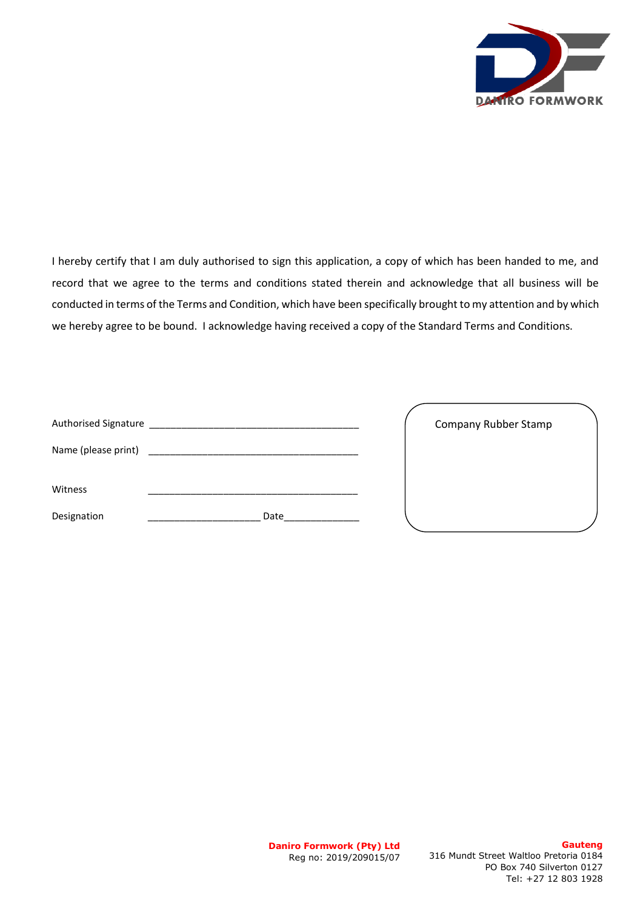I hereby certify that I am duly authorised to sign this application, a copy of which has been handed to me, and record that we agree to the terms and conditions stated therein and acknowledge that all business will be conducted in terms of the Terms and Condition, which have been specifically brought to my attention and by which we hereby agree to be bound. I acknowledge having received a copy of the Standard Terms and Conditions.

Authorised Signature ______________________________________

Name (please print) ______________________________________

Witness ______________________________________

Designation ____________________ Date_____________

Company Rubber Stamp

**Daniro Formwork (Pty) Ltd**
Reg no: 2019/209015/07

**Gauteng**
316 Mundt Street Waltloo Pretoria 0184
PO Box 740 Silverton 0127
Tel: +27 12 803 1928